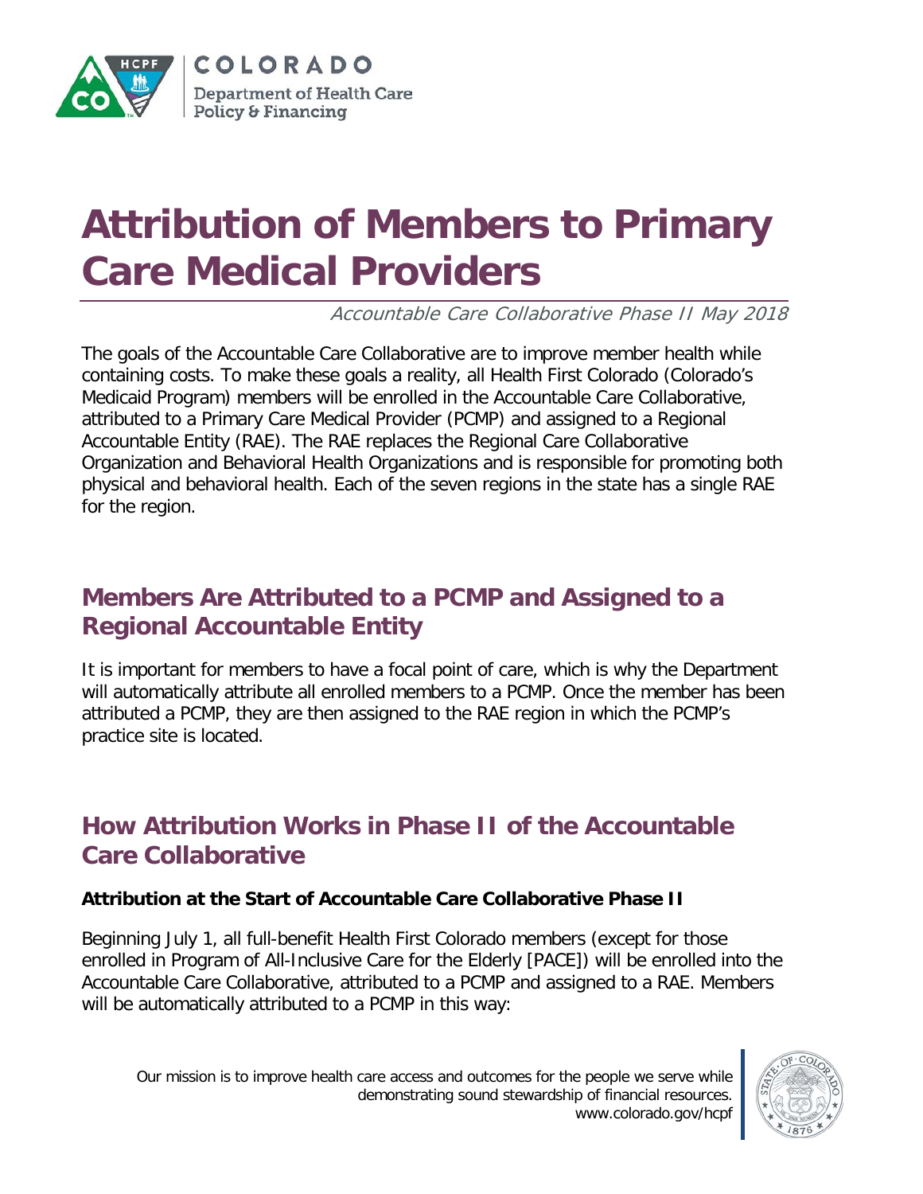# Attribution of Members to Primary Care Medical Providers

*Accountable Care Collaborative Phase II May 2018*

The goals of the Accountable Care Collaborative are to improve member health while containing costs. To make these goals a reality, all Health First Colorado (Colorado's Medicaid Program) members will be enrolled in the Accountable Care Collaborative, attributed to a Primary Care Medical Provider (PCMP) and assigned to a Regional Accountable Entity (RAE). The RAE replaces the Regional Care Collaborative Organization and Behavioral Health Organizations and is responsible for promoting both physical and behavioral health. Each of the seven regions in the state has a single RAE for the region.

## Members Are Attributed to a PCMP and Assigned to a Regional Accountable Entity

It is important for members to have a focal point of care, which is why the Department will automatically attribute all enrolled members to a PCMP. Once the member has been attributed a PCMP, they are then assigned to the RAE region in which the PCMP's practice site is located.

## How Attribution Works in Phase II of the Accountable Care Collaborative

**Attribution at the Start of Accountable Care Collaborative Phase II**

Beginning July 1, all full-benefit Health First Colorado members (except for those enrolled in Program of All-Inclusive Care for the Elderly [PACE]) will be enrolled into the Accountable Care Collaborative, attributed to a PCMP and assigned to a RAE. Members will be automatically attributed to a PCMP in this way: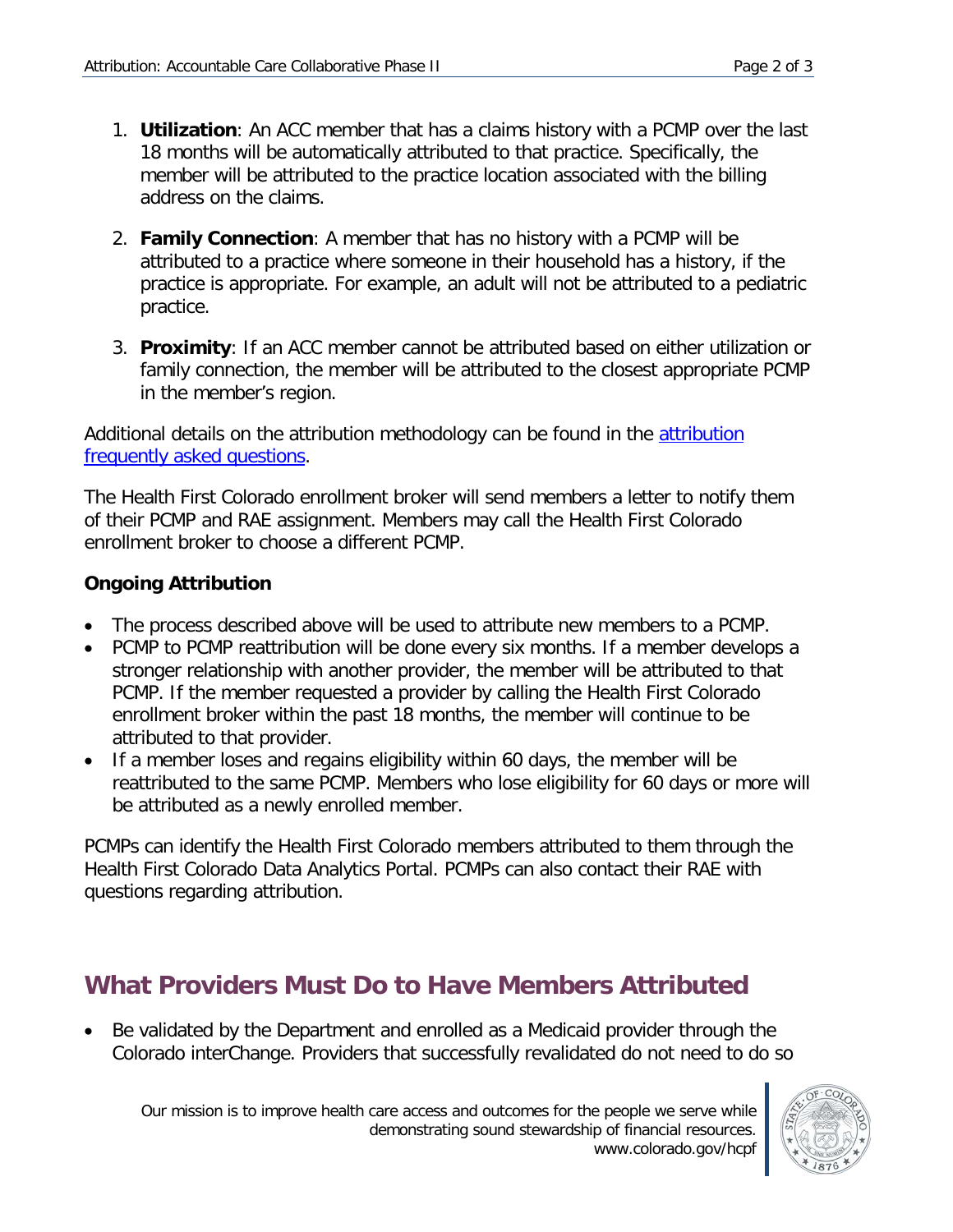1. **Utilization**: An ACC member that has a claims history with a PCMP over the last 18 months will be automatically attributed to that practice. Specifically, the member will be attributed to the practice location associated with the billing address on the claims.

2. **Family Connection**: A member that has no history with a PCMP will be attributed to a practice where someone in their household has a history, if the practice is appropriate. For example, an adult will not be attributed to a pediatric practice.

3. **Proximity**: If an ACC member cannot be attributed based on either utilization or family connection, the member will be attributed to the closest appropriate PCMP in the member's region.

Additional details on the attribution methodology can be found in the attribution frequently asked questions.

The Health First Colorado enrollment broker will send members a letter to notify them of their PCMP and RAE assignment. Members may call the Health First Colorado enrollment broker to choose a different PCMP.

### Ongoing Attribution

- The process described above will be used to attribute new members to a PCMP.
- PCMP to PCMP reattribution will be done every six months. If a member develops a stronger relationship with another provider, the member will be attributed to that PCMP. If the member requested a provider by calling the Health First Colorado enrollment broker within the past 18 months, the member will continue to be attributed to that provider.
- If a member loses and regains eligibility within 60 days, the member will be reattributed to the same PCMP. Members who lose eligibility for 60 days or more will be attributed as a newly enrolled member.

PCMPs can identify the Health First Colorado members attributed to them through the Health First Colorado Data Analytics Portal. PCMPs can also contact their RAE with questions regarding attribution.

## What Providers Must Do to Have Members Attributed

- Be validated by the Department and enrolled as a Medicaid provider through the Colorado interChange. Providers that successfully revalidated do not need to do so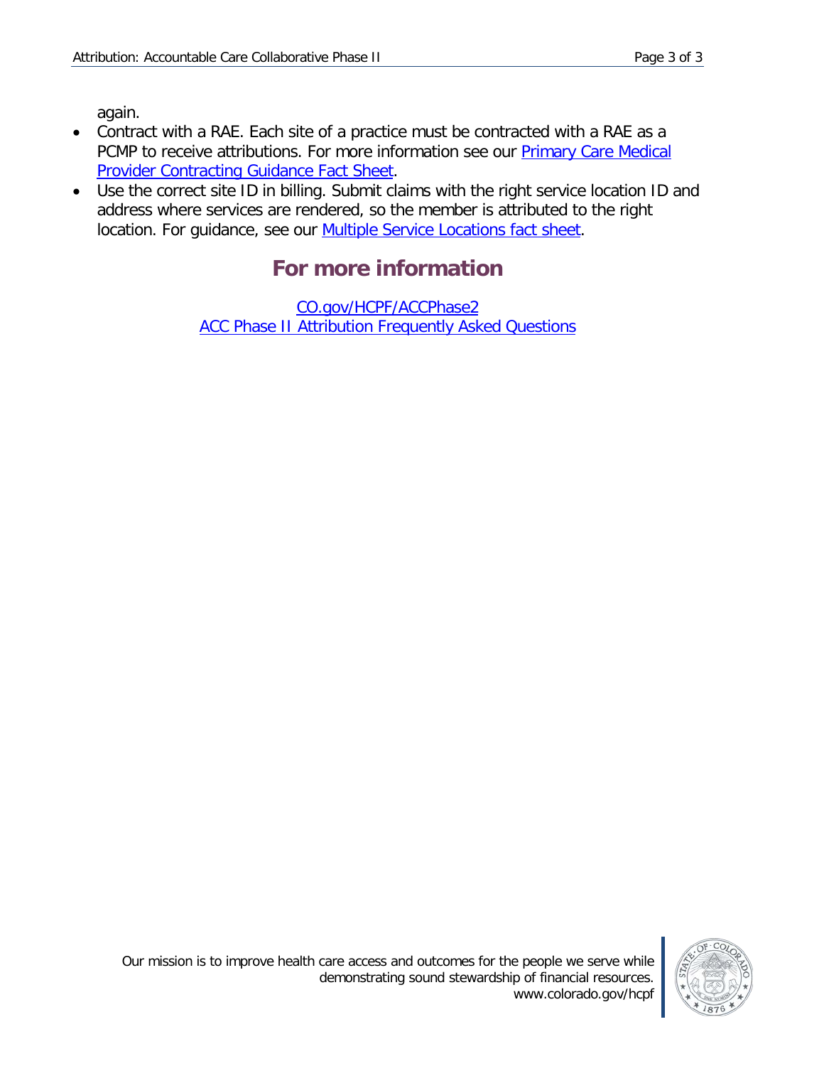again.

- Contract with a RAE. Each site of a practice must be contracted with a RAE as a PCMP to receive attributions. For more information see our [Primary Care Medical Provider Contracting Guidance Fact Sheet](#).
- Use the correct site ID in billing. Submit claims with the right service location ID and address where services are rendered, so the member is attributed to the right location. For guidance, see our [Multiple Service Locations fact sheet](#).

## For more information

[CO.gov/HCPF/ACCPhase2](#)
[ACC Phase II Attribution Frequently Asked Questions](#)

Our mission is to improve health care access and outcomes for the people we serve while demonstrating sound stewardship of financial resources.
www.colorado.gov/hcpf